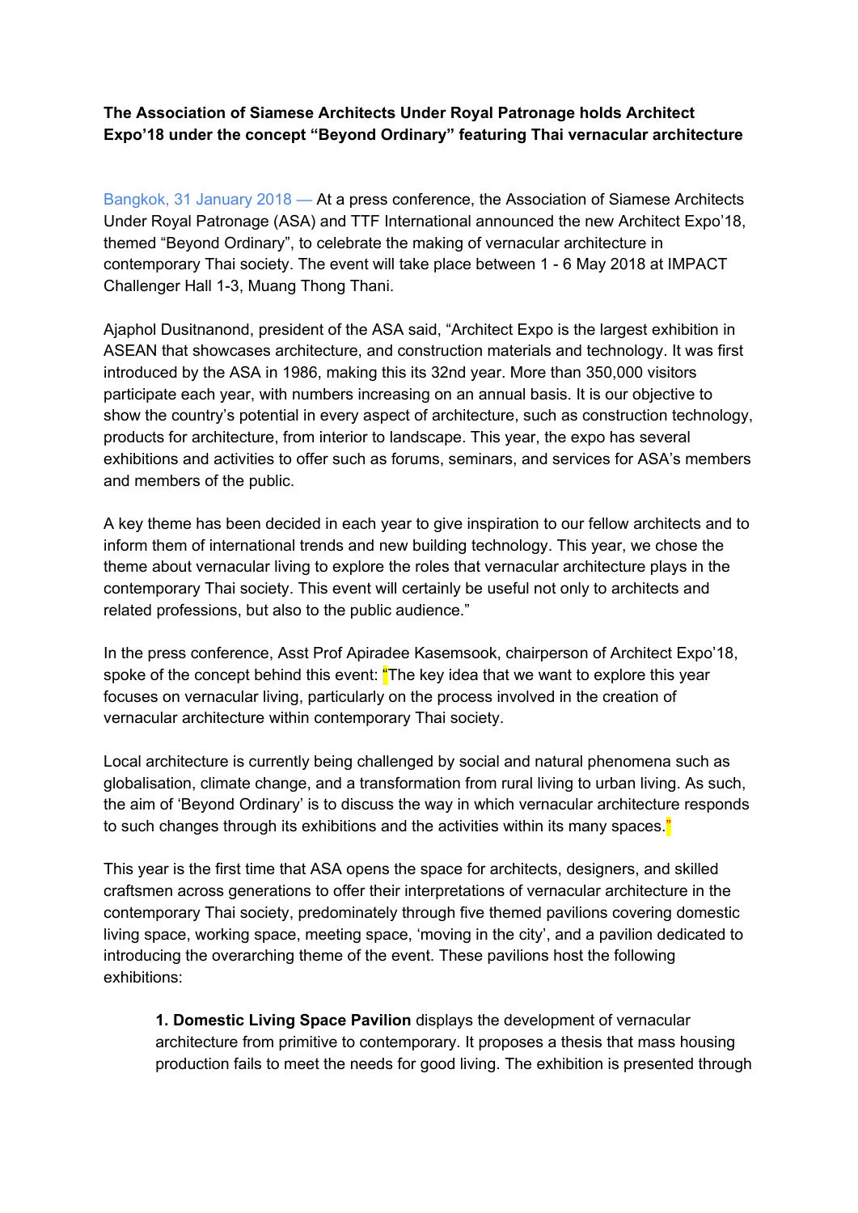**The Association of Siamese Architects Under Royal Patronage holds Architect Expo'18 under the concept "Beyond Ordinary" featuring Thai vernacular architecture**

Bangkok, 31 January 2018 — At a press conference, the Association of Siamese Architects Under Royal Patronage (ASA) and TTF International announced the new Architect Expo'18, themed "Beyond Ordinary", to celebrate the making of vernacular architecture in contemporary Thai society. The event will take place between 1 - 6 May 2018 at IMPACT Challenger Hall 1-3, Muang Thong Thani.

Ajaphol Dusitnanond, president of the ASA said, "Architect Expo is the largest exhibition in ASEAN that showcases architecture, and construction materials and technology. It was first introduced by the ASA in 1986, making this its 32nd year. More than 350,000 visitors participate each year, with numbers increasing on an annual basis. It is our objective to show the country's potential in every aspect of architecture, such as construction technology, products for architecture, from interior to landscape. This year, the expo has several exhibitions and activities to offer such as forums, seminars, and services for ASA's members and members of the public.

A key theme has been decided in each year to give inspiration to our fellow architects and to inform them of international trends and new building technology. This year, we chose the theme about vernacular living to explore the roles that vernacular architecture plays in the contemporary Thai society. This event will certainly be useful not only to architects and related professions, but also to the public audience."

In the press conference, Asst Prof Apiradee Kasemsook, chairperson of Architect Expo'18, spoke of the concept behind this event: "The key idea that we want to explore this year focuses on vernacular living, particularly on the process involved in the creation of vernacular architecture within contemporary Thai society.

Local architecture is currently being challenged by social and natural phenomena such as globalisation, climate change, and a transformation from rural living to urban living. As such, the aim of 'Beyond Ordinary' is to discuss the way in which vernacular architecture responds to such changes through its exhibitions and the activities within its many spaces."

This year is the first time that ASA opens the space for architects, designers, and skilled craftsmen across generations to offer their interpretations of vernacular architecture in the contemporary Thai society, predominately through five themed pavilions covering domestic living space, working space, meeting space, 'moving in the city', and a pavilion dedicated to introducing the overarching theme of the event. These pavilions host the following exhibitions:

1. **Domestic Living Space Pavilion** displays the development of vernacular architecture from primitive to contemporary. It proposes a thesis that mass housing production fails to meet the needs for good living. The exhibition is presented through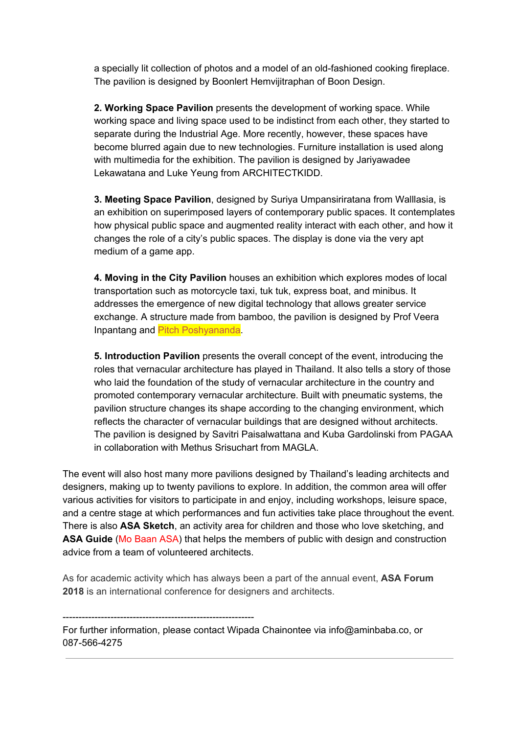a specially lit collection of photos and a model of an old-fashioned cooking fireplace. The pavilion is designed by Boonlert Hemvijitraphan of Boon Design.

**2. Working Space Pavilion** presents the development of working space. While working space and living space used to be indistinct from each other, they started to separate during the Industrial Age. More recently, however, these spaces have become blurred again due to new technologies. Furniture installation is used along with multimedia for the exhibition. The pavilion is designed by Jariyawadee Lekawatana and Luke Yeung from ARCHITECTKIDD.

**3. Meeting Space Pavilion**, designed by Suriya Umpansiriratana from Walllasia, is an exhibition on superimposed layers of contemporary public spaces. It contemplates how physical public space and augmented reality interact with each other, and how it changes the role of a city's public spaces. The display is done via the very apt medium of a game app.

**4. Moving in the City Pavilion** houses an exhibition which explores modes of local transportation such as motorcycle taxi, tuk tuk, express boat, and minibus. It addresses the emergence of new digital technology that allows greater service exchange. A structure made from bamboo, the pavilion is designed by Prof Veera Inpantang and Pitch Poshyananda.

**5. Introduction Pavilion** presents the overall concept of the event, introducing the roles that vernacular architecture has played in Thailand. It also tells a story of those who laid the foundation of the study of vernacular architecture in the country and promoted contemporary vernacular architecture. Built with pneumatic systems, the pavilion structure changes its shape according to the changing environment, which reflects the character of vernacular buildings that are designed without architects. The pavilion is designed by Savitri Paisalwattana and Kuba Gardolinski from PAGAA in collaboration with Methus Srisuchart from MAGLA.

The event will also host many more pavilions designed by Thailand's leading architects and designers, making up to twenty pavilions to explore. In addition, the common area will offer various activities for visitors to participate in and enjoy, including workshops, leisure space, and a centre stage at which performances and fun activities take place throughout the event. There is also **ASA Sketch**, an activity area for children and those who love sketching, and **ASA Guide** (Mo Baan ASA) that helps the members of public with design and construction advice from a team of volunteered architects.

As for academic activity which has always been a part of the annual event, **ASA Forum 2018** is an international conference for designers and architects.

------------------------------------------------------------

For further information, please contact Wipada Chainontee via info@aminbaba.co, or 087-566-4275